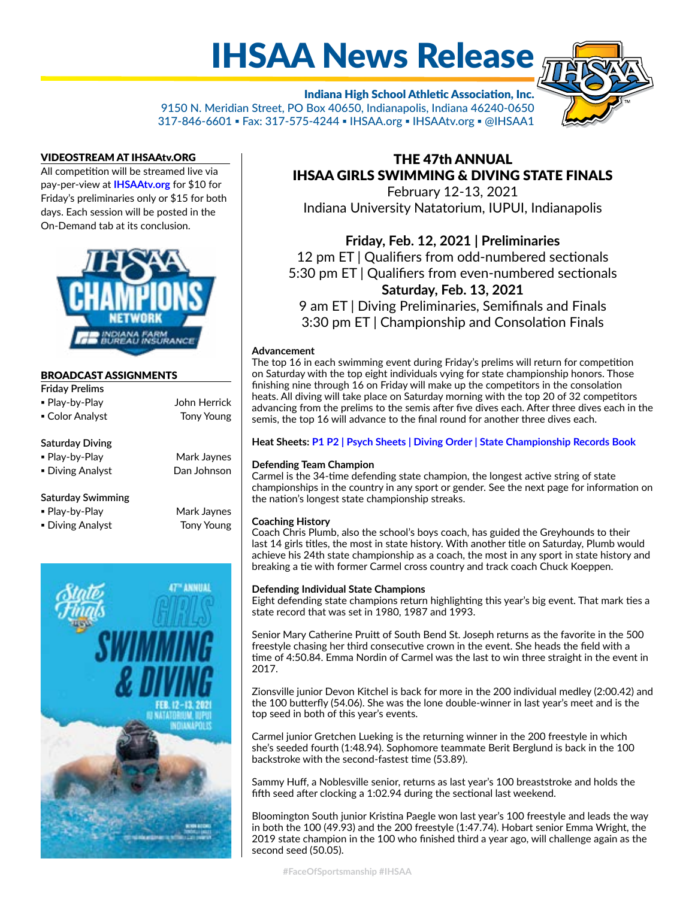# IHSAA News Release

**Indiana High School Athletic Association, Inc.**
9150 N. Meridian Street, PO Box 40650, Indianapolis, Indiana 46240-0650
317-846-6601 ▪ Fax: 317-575-4244 ▪ IHSAA.org ▪ IHSAAtv.org ▪ @IHSAA1

## VIDEOSTREAM AT IHSAAtv.ORG

All competition will be streamed live via pay-per-view at **IHSAAtv.org** for $10 for Friday's preliminaries only or $15 for both days. Each session will be posted in the On-Demand tab at its conclusion.

## BROADCAST ASSIGNMENTS

**Friday Prelims**
- Play-by-Play — John Herrick
- Color Analyst — Tony Young

**Saturday Diving**
- Play-by-Play — Mark Jaynes
- Diving Analyst — Dan Johnson

**Saturday Swimming**
- Play-by-Play — Mark Jaynes
- Diving Analyst — Tony Young

## THE 47th ANNUAL IHSAA GIRLS SWIMMING & DIVING STATE FINALS

February 12-13, 2021
Indiana University Natatorium, IUPUI, Indianapolis

**Friday, Feb. 12, 2021 | Preliminaries**
12 pm ET | Qualifiers from odd-numbered sectionals
5:30 pm ET | Qualifiers from even-numbered sectionals

**Saturday, Feb. 13, 2021**
9 am ET | Diving Preliminaries, Semifinals and Finals
3:30 pm ET | Championship and Consolation Finals

**Advancement**
The top 16 in each swimming event during Friday's prelims will return for competition on Saturday with the top eight individuals vying for state championship honors. Those finishing nine through 16 on Friday will make up the competitors in the consolation heats. All diving will take place on Saturday morning with the top 20 of 32 competitors advancing from the prelims to the semis after five dives each. After three dives each in the semis, the top 16 will advance to the final round for another three dives each.

**Heat Sheets:** **P1 P2 | Psych Sheets | Diving Order | State Championship Records Book**

**Defending Team Champion**
Carmel is the 34-time defending state champion, the longest active string of state championships in the country in any sport or gender. See the next page for information on the nation's longest state championship streaks.

**Coaching History**
Coach Chris Plumb, also the school's boys coach, has guided the Greyhounds to their last 14 girls titles, the most in state history. With another title on Saturday, Plumb would achieve his 24th state championship as a coach, the most in any sport in state history and breaking a tie with former Carmel cross country and track coach Chuck Koeppen.

**Defending Individual State Champions**
Eight defending state champions return highlighting this year's big event. That mark ties a state record that was set in 1980, 1987 and 1993.

Senior Mary Catherine Pruitt of South Bend St. Joseph returns as the favorite in the 500 freestyle chasing her third consecutive crown in the event. She heads the field with a time of 4:50.84. Emma Nordin of Carmel was the last to win three straight in the event in 2017.

Zionsville junior Devon Kitchel is back for more in the 200 individual medley (2:00.42) and the 100 butterfly (54.06). She was the lone double-winner in last year's meet and is the top seed in both of this year's events.

Carmel junior Gretchen Lueking is the returning winner in the 200 freestyle in which she's seeded fourth (1:48.94). Sophomore teammate Berit Berglund is back in the 100 backstroke with the second-fastest time (53.89).

Sammy Huff, a Noblesville senior, returns as last year's 100 breaststroke and holds the fifth seed after clocking a 1:02.94 during the sectional last weekend.

Bloomington South junior Kristina Paegle won last year's 100 freestyle and leads the way in both the 100 (49.93) and the 200 freestyle (1:47.74). Hobart senior Emma Wright, the 2019 state champion in the 100 who finished third a year ago, will challenge again as the second seed (50.05).

#FaceOfSportsmanship #IHSAA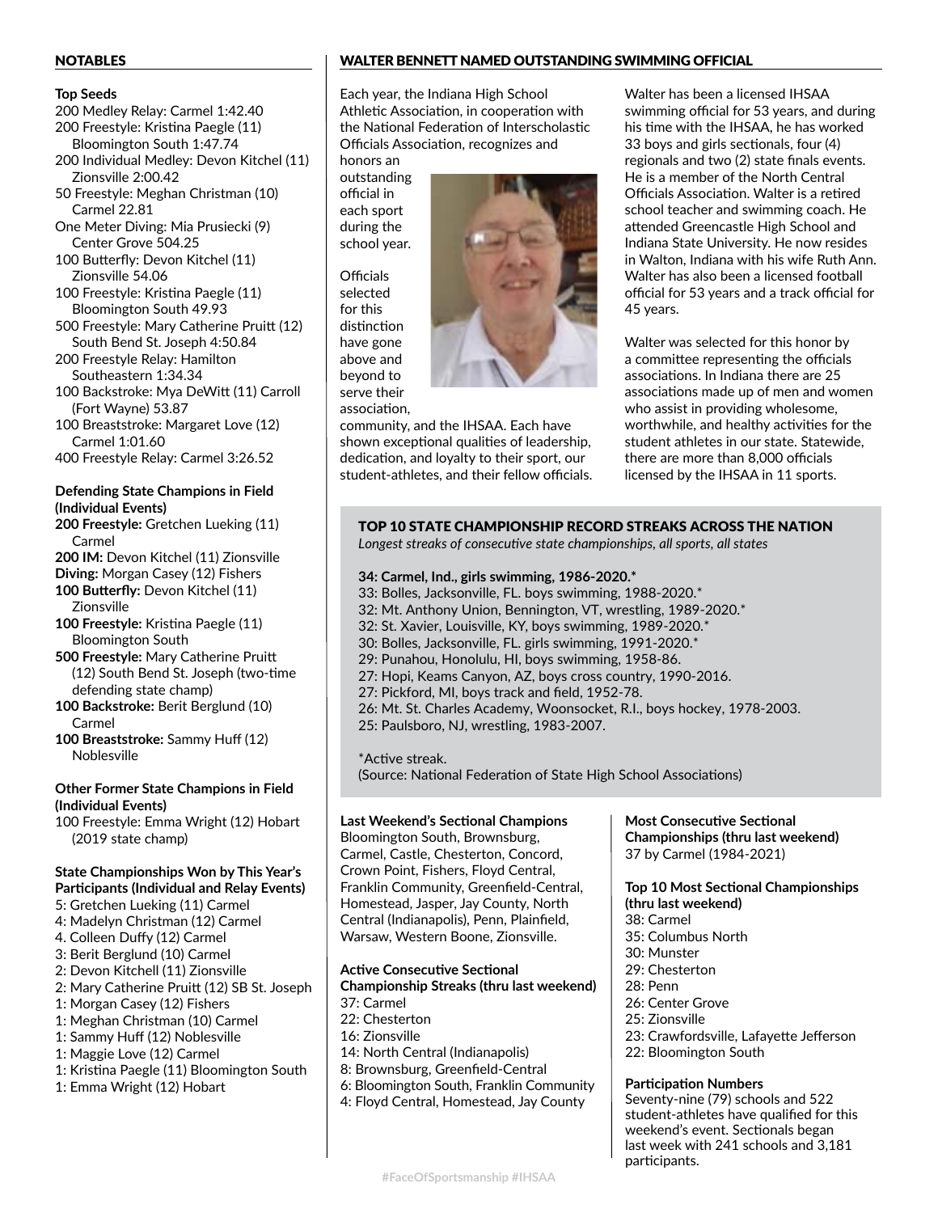## NOTABLES

**Top Seeds**

200 Medley Relay: Carmel 1:42.40
200 Freestyle: Kristina Paegle (11) Bloomington South 1:47.74
200 Individual Medley: Devon Kitchel (11) Zionsville 2:00.42
50 Freestyle: Meghan Christman (10) Carmel 22.81
One Meter Diving: Mia Prusiecki (9) Center Grove 504.25
100 Butterfly: Devon Kitchel (11) Zionsville 54.06
100 Freestyle: Kristina Paegle (11) Bloomington South 49.93
500 Freestyle: Mary Catherine Pruitt (12) South Bend St. Joseph 4:50.84
200 Freestyle Relay: Hamilton Southeastern 1:34.34
100 Backstroke: Mya DeWitt (11) Carroll (Fort Wayne) 53.87
100 Breaststroke: Margaret Love (12) Carmel 1:01.60
400 Freestyle Relay: Carmel 3:26.52

**Defending State Champions in Field (Individual Events)**

**200 Freestyle:** Gretchen Lueking (11) Carmel
**200 IM:** Devon Kitchel (11) Zionsville
**Diving:** Morgan Casey (12) Fishers
**100 Butterfly:** Devon Kitchel (11) Zionsville
**100 Freestyle:** Kristina Paegle (11) Bloomington South
**500 Freestyle:** Mary Catherine Pruitt (12) South Bend St. Joseph (two-time defending state champ)
**100 Backstroke:** Berit Berglund (10) Carmel
**100 Breaststroke:** Sammy Huff (12) Noblesville

**Other Former State Champions in Field (Individual Events)**

100 Freestyle: Emma Wright (12) Hobart (2019 state champ)

**State Championships Won by This Year's Participants (Individual and Relay Events)**

5: Gretchen Lueking (11) Carmel
4: Madelyn Christman (12) Carmel
4. Colleen Duffy (12) Carmel
3: Berit Berglund (10) Carmel
2: Devon Kitchell (11) Zionsville
2: Mary Catherine Pruitt (12) SB St. Joseph
1: Morgan Casey (12) Fishers
1: Meghan Christman (10) Carmel
1: Sammy Huff (12) Noblesville
1: Maggie Love (12) Carmel
1: Kristina Paegle (11) Bloomington South
1: Emma Wright (12) Hobart

## WALTER BENNETT NAMED OUTSTANDING SWIMMING OFFICIAL

Each year, the Indiana High School Athletic Association, in cooperation with the National Federation of Interscholastic Officials Association, recognizes and honors an outstanding official in each sport during the school year.

Officials selected for this distinction have gone above and beyond to serve their association, community, and the IHSAA. Each have shown exceptional qualities of leadership, dedication, and loyalty to their sport, our student-athletes, and their fellow officials.

Walter has been a licensed IHSAA swimming official for 53 years, and during his time with the IHSAA, he has worked 33 boys and girls sectionals, four (4) regionals and two (2) state finals events. He is a member of the North Central Officials Association. Walter is a retired school teacher and swimming coach. He attended Greencastle High School and Indiana State University. He now resides in Walton, Indiana with his wife Ruth Ann. Walter has also been a licensed football official for 53 years and a track official for 45 years.

Walter was selected for this honor by a committee representing the officials associations. In Indiana there are 25 associations made up of men and women who assist in providing wholesome, worthwhile, and healthy activities for the student athletes in our state. Statewide, there are more than 8,000 officials licensed by the IHSAA in 11 sports.

## TOP 10 STATE CHAMPIONSHIP RECORD STREAKS ACROSS THE NATION

*Longest streaks of consecutive state championships, all sports, all states*

**34: Carmel, Ind., girls swimming, 1986-2020.***
33: Bolles, Jacksonville, FL. boys swimming, 1988-2020.*
32: Mt. Anthony Union, Bennington, VT, wrestling, 1989-2020.*
32: St. Xavier, Louisville, KY, boys swimming, 1989-2020.*
30: Bolles, Jacksonville, FL. girls swimming, 1991-2020.*
29: Punahou, Honolulu, HI, boys swimming, 1958-86.
27: Hopi, Keams Canyon, AZ, boys cross country, 1990-2016.
27: Pickford, MI, boys track and field, 1952-78.
26: Mt. St. Charles Academy, Woonsocket, R.I., boys hockey, 1978-2003.
25: Paulsboro, NJ, wrestling, 1983-2007.

*Active streak.
(Source: National Federation of State High School Associations)

**Last Weekend's Sectional Champions**

Bloomington South, Brownsburg, Carmel, Castle, Chesterton, Concord, Crown Point, Fishers, Floyd Central, Franklin Community, Greenfield-Central, Homestead, Jasper, Jay County, North Central (Indianapolis), Penn, Plainfield, Warsaw, Western Boone, Zionsville.

**Active Consecutive Sectional Championship Streaks (thru last weekend)**

37: Carmel
22: Chesterton
16: Zionsville
14: North Central (Indianapolis)
8: Brownsburg, Greenfield-Central
6: Bloomington South, Franklin Community
4: Floyd Central, Homestead, Jay County

**Most Consecutive Sectional Championships (thru last weekend)**

37 by Carmel (1984-2021)

**Top 10 Most Sectional Championships (thru last weekend)**

38: Carmel
35: Columbus North
30: Munster
29: Chesterton
28: Penn
26: Center Grove
25: Zionsville
23: Crawfordsville, Lafayette Jefferson
22: Bloomington South

**Participation Numbers**

Seventy-nine (79) schools and 522 student-athletes have qualified for this weekend's event. Sectionals began last week with 241 schools and 3,181 participants.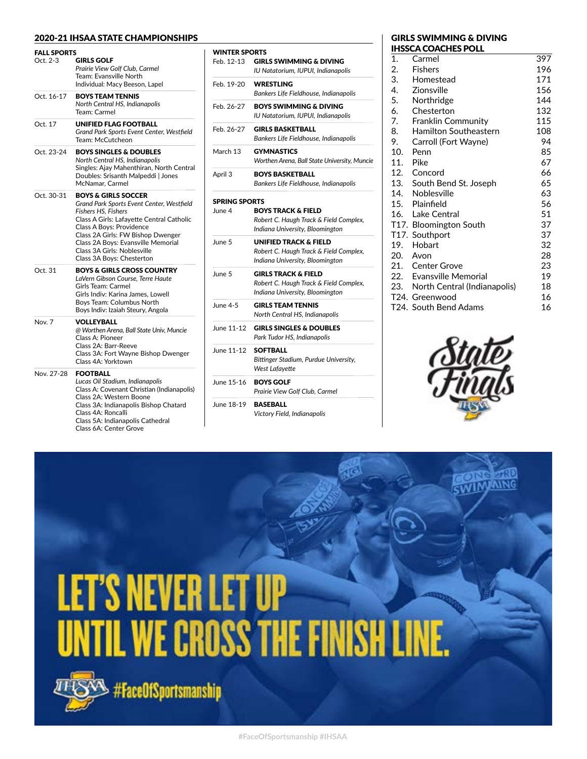## 2020-21 IHSAA STATE CHAMPIONSHIPS

### FALL SPORTS

**Oct. 2-3 — GIRLS GOLF**
*Prairie View Golf Club, Carmel*
Team: Evansville North
Individual: Macy Beeson, Lapel

**Oct. 16-17 — BOYS TEAM TENNIS**
*North Central HS, Indianapolis*
Team: Carmel

**Oct. 17 — UNIFIED FLAG FOOTBALL**
*Grand Park Sports Event Center, Westfield*
Team: McCutcheon

**Oct. 23-24 — BOYS SINGLES & DOUBLES**
*North Central HS, Indianapolis*
Singles: Ajay Mahenthiran, North Central
Doubles: Srisanth Malpeddi | Jones McNamar, Carmel

**Oct. 30-31 — BOYS & GIRLS SOCCER**
*Grand Park Sports Event Center, Westfield*
*Fishers HS, Fishers*
Class A Girls: Lafayette Central Catholic
Class A Boys: Providence
Class 2A Girls: FW Bishop Dwenger
Class 2A Boys: Evansville Memorial
Class 3A Girls: Noblesville
Class 3A Boys: Chesterton

**Oct. 31 — BOYS & GIRLS CROSS COUNTRY**
*LaVern Gibson Course, Terre Haute*
Girls Team: Carmel
Girls Indiv: Karina James, Lowell
Boys Team: Columbus North
Boys Indiv: Izaiah Steury, Angola

**Nov. 7 — VOLLEYBALL**
*@ Worthen Arena, Ball State Univ, Muncie*
Class A: Pioneer
Class 2A: Barr-Reeve
Class 3A: Fort Wayne Bishop Dwenger
Class 4A: Yorktown

**Nov. 27-28 — FOOTBALL**
*Lucas Oil Stadium, Indianapolis*
Class A: Covenant Christian (Indianapolis)
Class 2A: Western Boone
Class 3A: Indianapolis Bishop Chatard
Class 4A: Roncalli
Class 5A: Indianapolis Cathedral
Class 6A: Center Grove

### WINTER SPORTS

**Feb. 12-13 — GIRLS SWIMMING & DIVING**
*IU Natatorium, IUPUI, Indianapolis*

**Feb. 19-20 — WRESTLING**
*Bankers Life Fieldhouse, Indianapolis*

**Feb. 26-27 — BOYS SWIMMING & DIVING**
*IU Natatorium, IUPUI, Indianapolis*

**Feb. 26-27 — GIRLS BASKETBALL**
*Bankers Life Fieldhouse, Indianapolis*

**March 13 — GYMNASTICS**
*Worthen Arena, Ball State University, Muncie*

**April 3 — BOYS BASKETBALL**
*Bankers Life Fieldhouse, Indianapolis*

### SPRING SPORTS

**June 4 — BOYS TRACK & FIELD**
*Robert C. Haugh Track & Field Complex, Indiana University, Bloomington*

**June 5 — UNIFIED TRACK & FIELD**
*Robert C. Haugh Track & Field Complex, Indiana University, Bloomington*

**June 5 — GIRLS TRACK & FIELD**
*Robert C. Haugh Track & Field Complex, Indiana University, Bloomington*

**June 4-5 — GIRLS TEAM TENNIS**
*North Central HS, Indianapolis*

**June 11-12 — GIRLS SINGLES & DOUBLES**
*Park Tudor HS, Indianapolis*

**June 11-12 — SOFTBALL**
*Bittinger Stadium, Purdue University, West Lafayette*

**June 15-16 — BOYS GOLF**
*Prairie View Golf Club, Carmel*

**June 18-19 — BASEBALL**
*Victory Field, Indianapolis*

## GIRLS SWIMMING & DIVING IHSSCA COACHES POLL

| | | |
|---|---|---|
| 1. | Carmel | 397 |
| 2. | Fishers | 196 |
| 3. | Homestead | 171 |
| 4. | Zionsville | 156 |
| 5. | Northridge | 144 |
| 6. | Chesterton | 132 |
| 7. | Franklin Community | 115 |
| 8. | Hamilton Southeastern | 108 |
| 9. | Carroll (Fort Wayne) | 94 |
| 10. | Penn | 85 |
| 11. | Pike | 67 |
| 12. | Concord | 66 |
| 13. | South Bend St. Joseph | 65 |
| 14. | Noblesville | 63 |
| 15. | Plainfield | 56 |
| 16. | Lake Central | 51 |
| T17. | Bloomington South | 37 |
| T17. | Southport | 37 |
| 19. | Hobart | 32 |
| 20. | Avon | 28 |
| 21. | Center Grove | 23 |
| 22. | Evansville Memorial | 19 |
| 23. | North Central (Indianapolis) | 18 |
| T24. | Greenwood | 16 |
| T24. | South Bend Adams | 16 |

State Finals IHSAA

LET'S NEVER LET UP UNTIL WE CROSS THE FINISH LINE.

IHSAA #FaceOfSportsmanship

#FaceOfSportsmanship #IHSAA